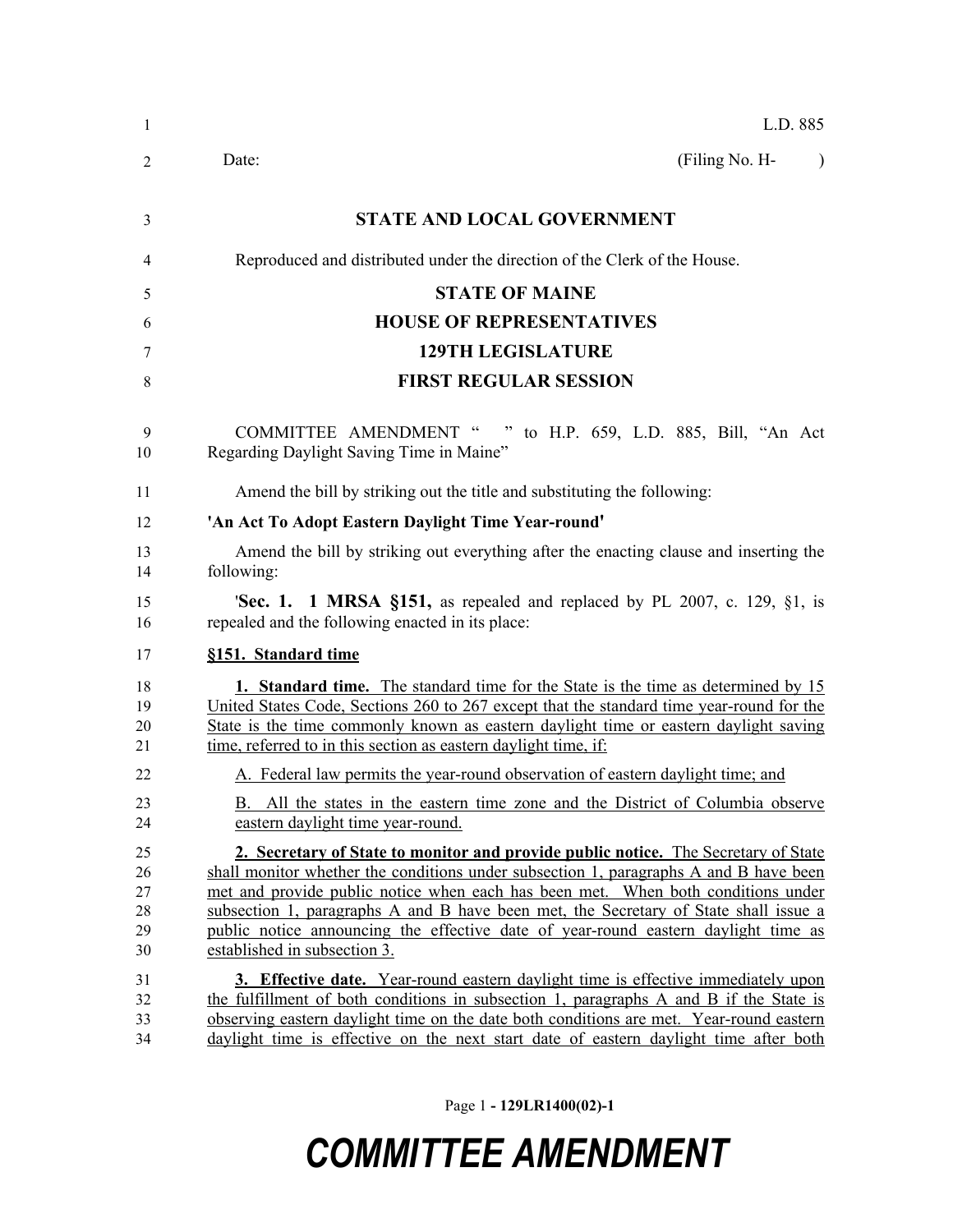L.D. 885

Date: (Filing No. H- )

**STATE AND LOCAL GOVERNMENT**

Reproduced and distributed under the direction of the Clerk of the House.

**STATE OF MAINE**

**HOUSE OF REPRESENTATIVES**

**129TH LEGISLATURE**

**FIRST REGULAR SESSION**

COMMITTEE AMENDMENT " " to H.P. 659, L.D. 885, Bill, "An Act Regarding Daylight Saving Time in Maine"

Amend the bill by striking out the title and substituting the following:

**'An Act To Adopt Eastern Daylight Time Year-round'**

Amend the bill by striking out everything after the enacting clause and inserting the following:

'**Sec. 1. 1 MRSA §151,** as repealed and replaced by PL 2007, c. 129, §1, is repealed and the following enacted in its place:

**§151. Standard time**

**1. Standard time.** The standard time for the State is the time as determined by 15 United States Code, Sections 260 to 267 except that the standard time year-round for the State is the time commonly known as eastern daylight time or eastern daylight saving time, referred to in this section as eastern daylight time, if:

A. Federal law permits the year-round observation of eastern daylight time; and

B. All the states in the eastern time zone and the District of Columbia observe eastern daylight time year-round.

**2. Secretary of State to monitor and provide public notice.** The Secretary of State shall monitor whether the conditions under subsection 1, paragraphs A and B have been met and provide public notice when each has been met. When both conditions under subsection 1, paragraphs A and B have been met, the Secretary of State shall issue a public notice announcing the effective date of year-round eastern daylight time as established in subsection 3.

**3. Effective date.** Year-round eastern daylight time is effective immediately upon the fulfillment of both conditions in subsection 1, paragraphs A and B if the State is observing eastern daylight time on the date both conditions are met. Year-round eastern daylight time is effective on the next start date of eastern daylight time after both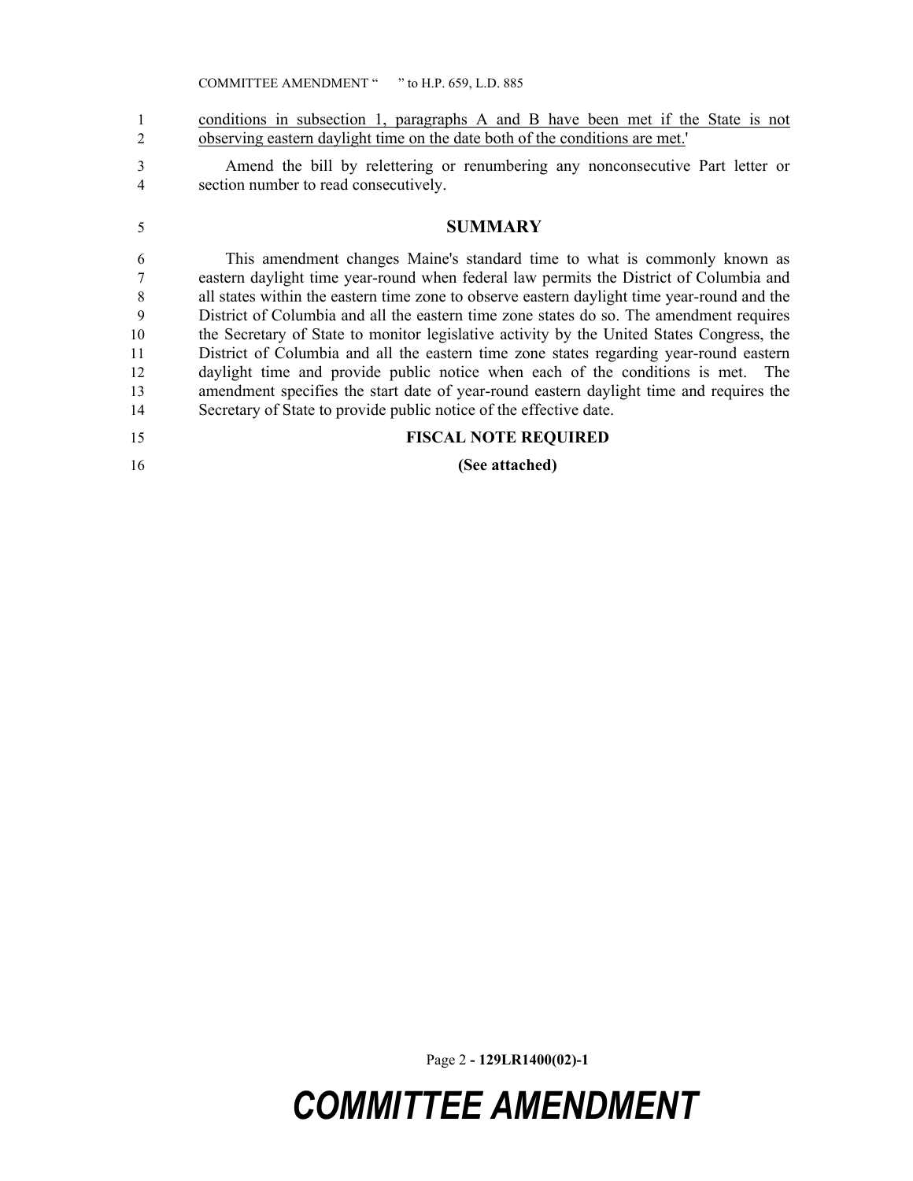conditions in subsection 1, paragraphs A and B have been met if the State is not observing eastern daylight time on the date both of the conditions are met.'

Amend the bill by relettering or renumbering any nonconsecutive Part letter or section number to read consecutively.

## SUMMARY

This amendment changes Maine's standard time to what is commonly known as eastern daylight time year-round when federal law permits the District of Columbia and all states within the eastern time zone to observe eastern daylight time year-round and the District of Columbia and all the eastern time zone states do so. The amendment requires the Secretary of State to monitor legislative activity by the United States Congress, the District of Columbia and all the eastern time zone states regarding year-round eastern daylight time and provide public notice when each of the conditions is met. The amendment specifies the start date of year-round eastern daylight time and requires the Secretary of State to provide public notice of the effective date.

**FISCAL NOTE REQUIRED**

**(See attached)**